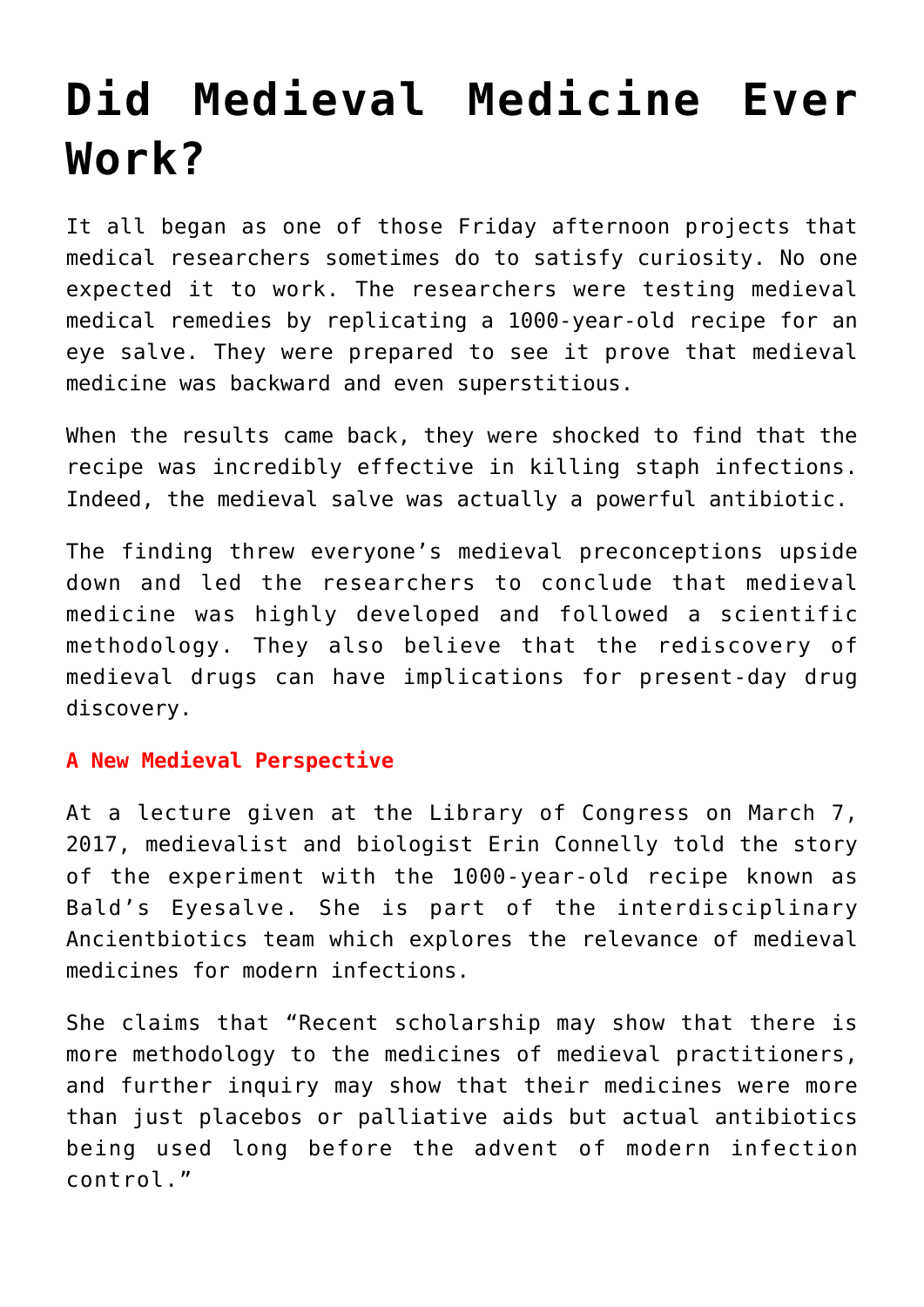# Did Medieval Medicine Ever Work?

It all began as one of those Friday afternoon projects that medical researchers sometimes do to satisfy curiosity. No one expected it to work. The researchers were testing medieval medical remedies by replicating a 1000-year-old recipe for an eye salve. They were prepared to see it prove that medieval medicine was backward and even superstitious.

When the results came back, they were shocked to find that the recipe was incredibly effective in killing staph infections. Indeed, the medieval salve was actually a powerful antibiotic.

The finding threw everyone's medieval preconceptions upside down and led the researchers to conclude that medieval medicine was highly developed and followed a scientific methodology. They also believe that the rediscovery of medieval drugs can have implications for present-day drug discovery.

## A New Medieval Perspective

At a lecture given at the Library of Congress on March 7, 2017, medievalist and biologist Erin Connelly told the story of the experiment with the 1000-year-old recipe known as Bald's Eyesalve. She is part of the interdisciplinary Ancientbiotics team which explores the relevance of medieval medicines for modern infections.

She claims that "Recent scholarship may show that there is more methodology to the medicines of medieval practitioners, and further inquiry may show that their medicines were more than just placebos or palliative aids but actual antibiotics being used long before the advent of modern infection control."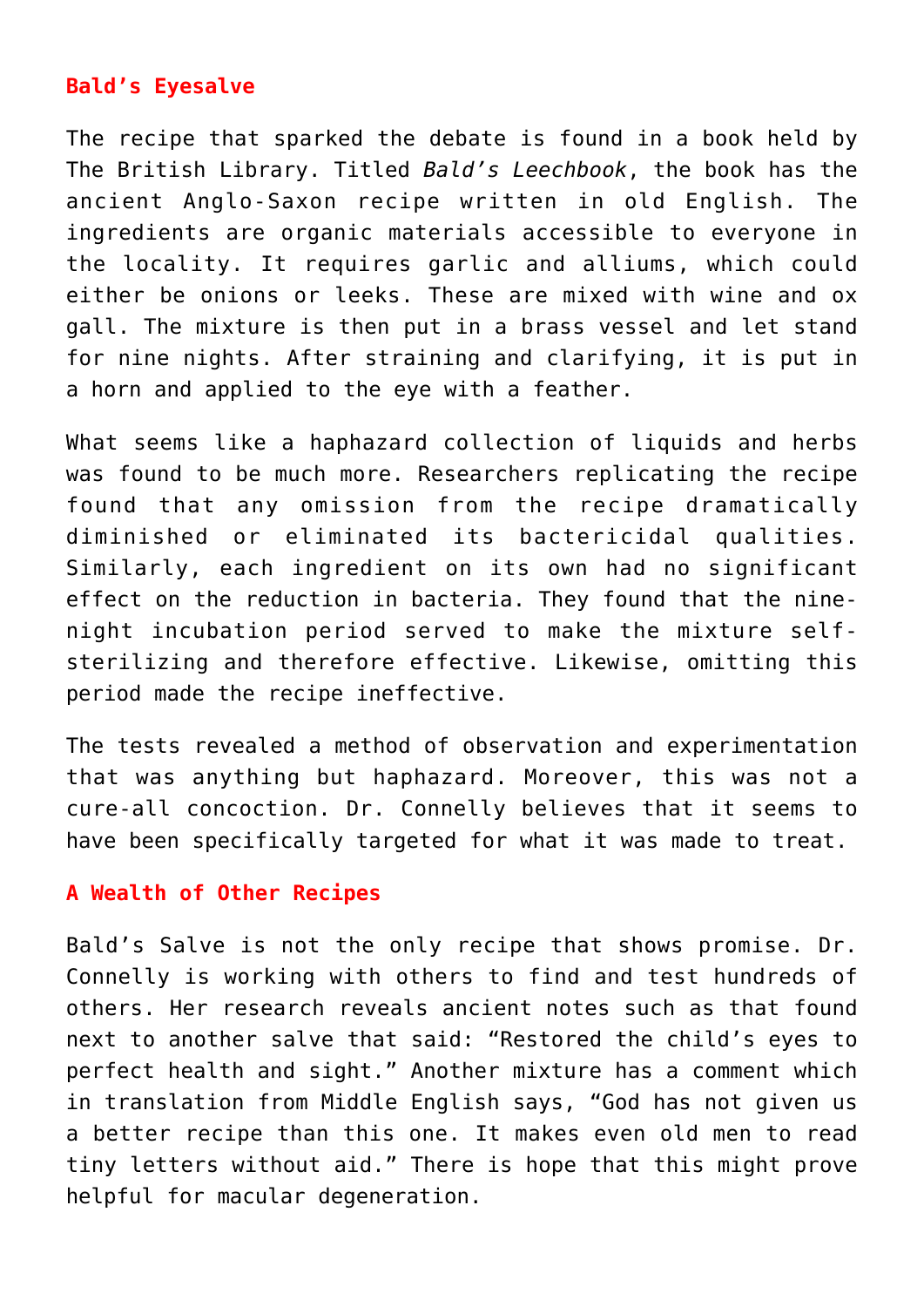## Bald's Eyesalve

The recipe that sparked the debate is found in a book held by The British Library. Titled *Bald's Leechbook*, the book has the ancient Anglo-Saxon recipe written in old English. The ingredients are organic materials accessible to everyone in the locality. It requires garlic and alliums, which could either be onions or leeks. These are mixed with wine and ox gall. The mixture is then put in a brass vessel and let stand for nine nights. After straining and clarifying, it is put in a horn and applied to the eye with a feather.

What seems like a haphazard collection of liquids and herbs was found to be much more. Researchers replicating the recipe found that any omission from the recipe dramatically diminished or eliminated its bactericidal qualities. Similarly, each ingredient on its own had no significant effect on the reduction in bacteria. They found that the nine-night incubation period served to make the mixture self-sterilizing and therefore effective. Likewise, omitting this period made the recipe ineffective.

The tests revealed a method of observation and experimentation that was anything but haphazard. Moreover, this was not a cure-all concoction. Dr. Connelly believes that it seems to have been specifically targeted for what it was made to treat.

## A Wealth of Other Recipes

Bald's Salve is not the only recipe that shows promise. Dr. Connelly is working with others to find and test hundreds of others. Her research reveals ancient notes such as that found next to another salve that said: "Restored the child's eyes to perfect health and sight." Another mixture has a comment which in translation from Middle English says, "God has not given us a better recipe than this one. It makes even old men to read tiny letters without aid." There is hope that this might prove helpful for macular degeneration.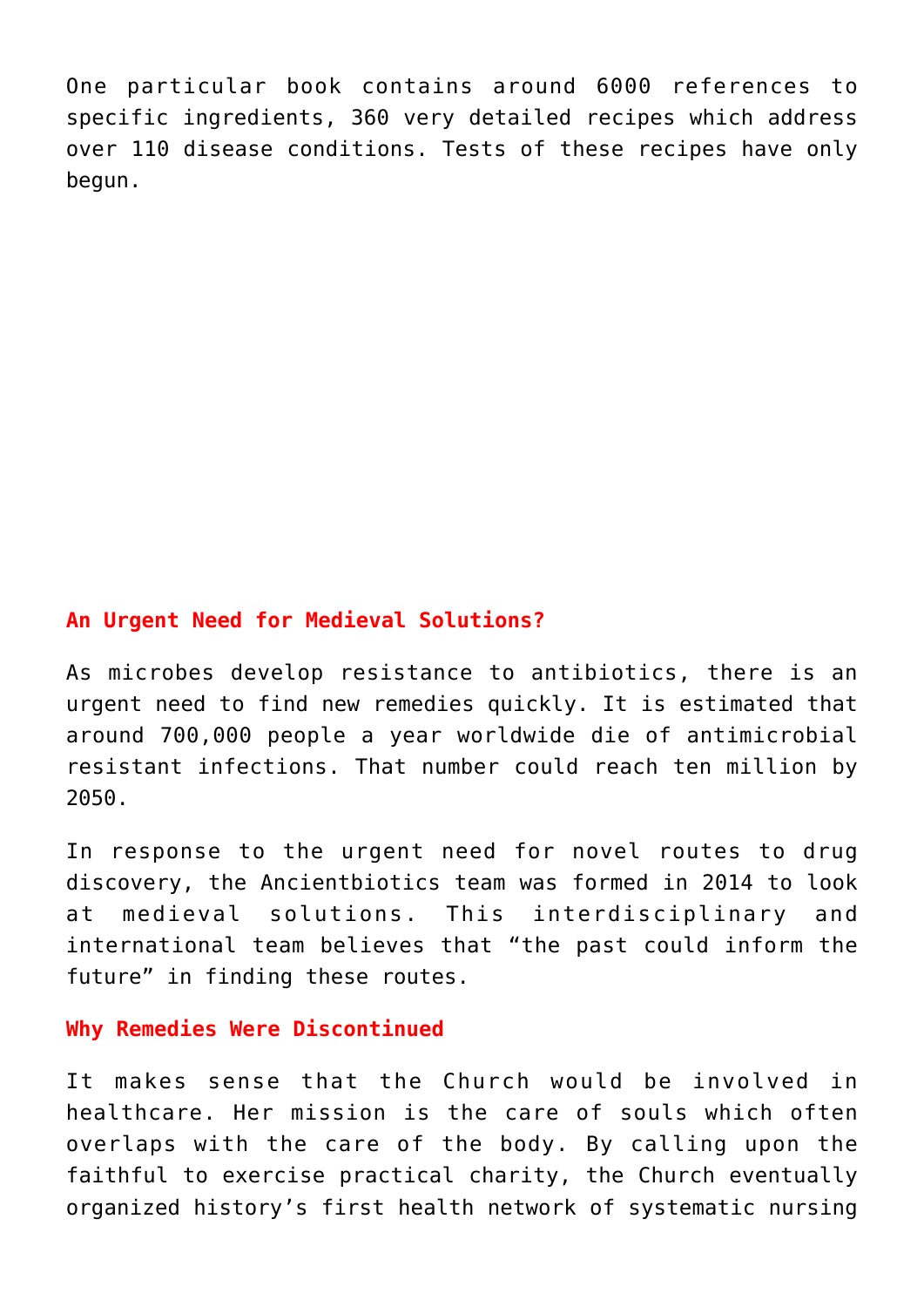One particular book contains around 6000 references to specific ingredients, 360 very detailed recipes which address over 110 disease conditions. Tests of these recipes have only begun.

## An Urgent Need for Medieval Solutions?

As microbes develop resistance to antibiotics, there is an urgent need to find new remedies quickly. It is estimated that around 700,000 people a year worldwide die of antimicrobial resistant infections. That number could reach ten million by 2050.

In response to the urgent need for novel routes to drug discovery, the Ancientbiotics team was formed in 2014 to look at medieval solutions. This interdisciplinary and international team believes that "the past could inform the future" in finding these routes.

## Why Remedies Were Discontinued

It makes sense that the Church would be involved in healthcare. Her mission is the care of souls which often overlaps with the care of the body. By calling upon the faithful to exercise practical charity, the Church eventually organized history's first health network of systematic nursing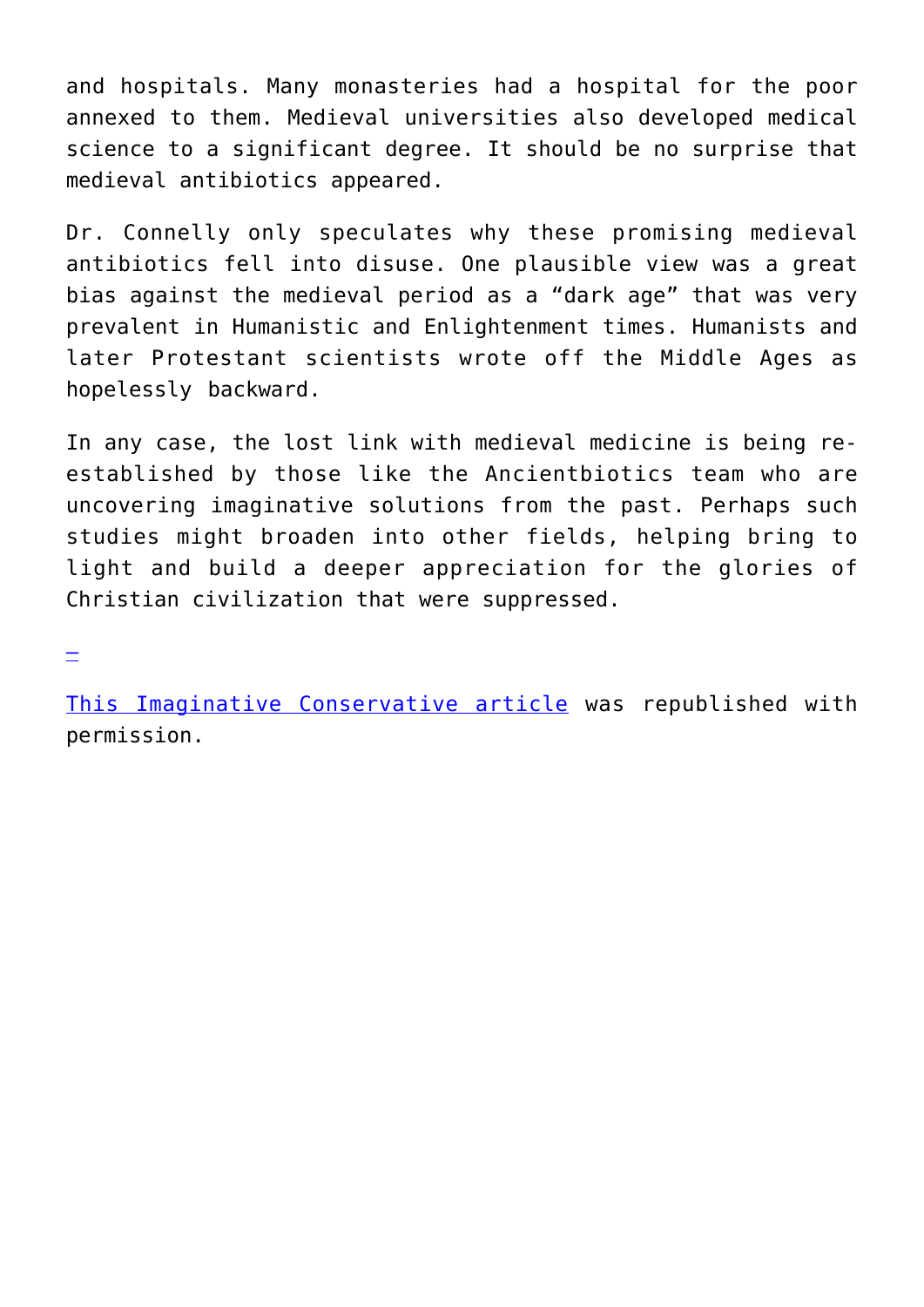and hospitals. Many monasteries had a hospital for the poor annexed to them. Medieval universities also developed medical science to a significant degree. It should be no surprise that medieval antibiotics appeared.

Dr. Connelly only speculates why these promising medieval antibiotics fell into disuse. One plausible view was a great bias against the medieval period as a “dark age” that was very prevalent in Humanistic and Enlightenment times. Humanists and later Protestant scientists wrote off the Middle Ages as hopelessly backward.

In any case, the lost link with medieval medicine is being re-established by those like the Ancientbiotics team who are uncovering imaginative solutions from the past. Perhaps such studies might broaden into other fields, helping bring to light and build a deeper appreciation for the glories of Christian civilization that were suppressed.

—

This Imaginative Conservative article was republished with permission.